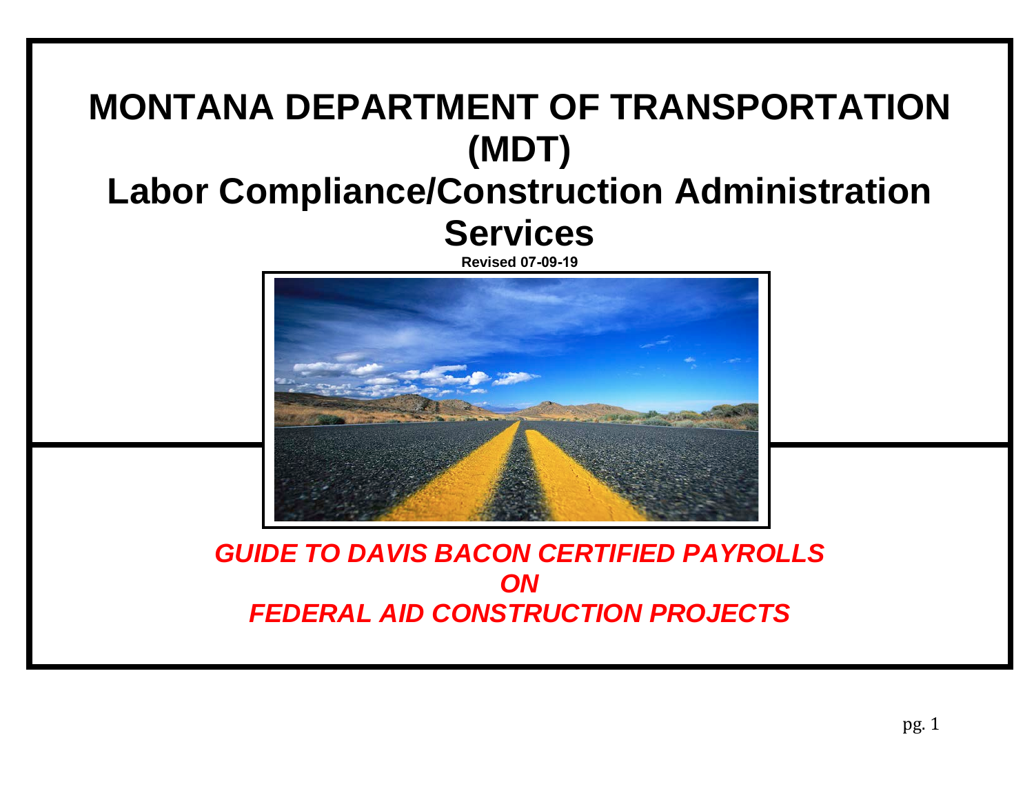# MONTANA DEPARTMENT OF TRANSPORTATION (MDT)

# Labor Compliance/Construction Administration Services

**Revised 07-09-19**

***GUIDE TO DAVIS BACON CERTIFIED PAYROLLS***
***ON***
***FEDERAL AID CONSTRUCTION PROJECTS***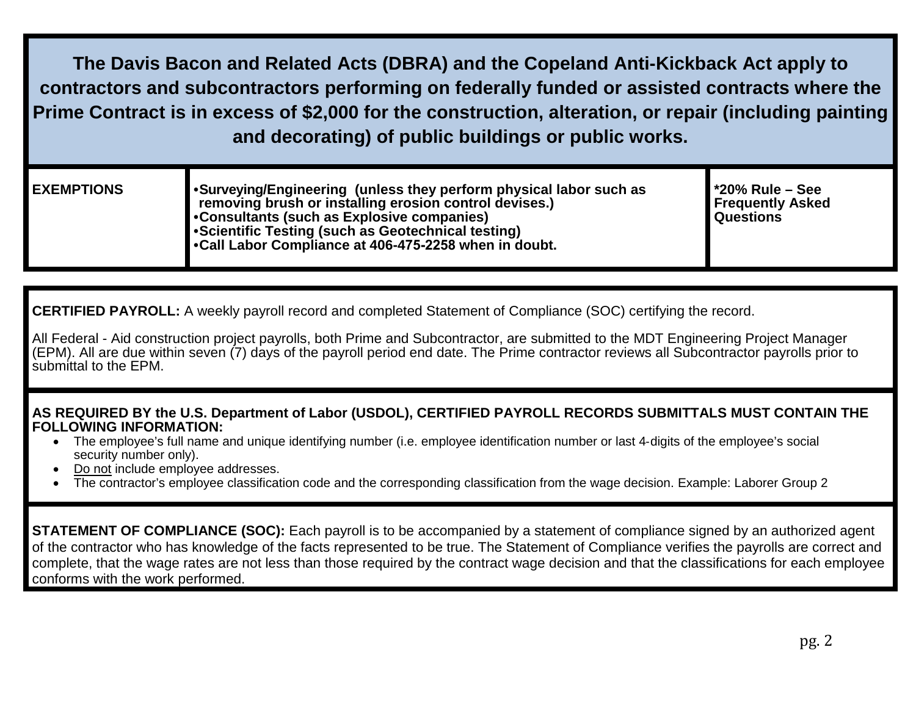**The Davis Bacon and Related Acts (DBRA) and the Copeland Anti-Kickback Act apply to contractors and subcontractors performing on federally funded or assisted contracts where the Prime Contract is in excess of $2,000 for the construction, alteration, or repair (including painting and decorating) of public buildings or public works.**

| **EXEMPTIONS** | •**Surveying/Engineering (unless they perform physical labor such as removing brush or installing erosion control devises.)**<br>•**Consultants (such as Explosive companies)**<br>•**Scientific Testing (such as Geotechnical testing)**<br>•**Call Labor Compliance at 406-475-2258 when in doubt.** | **\*20% Rule – See Frequently Asked Questions** |
|---|---|---|

**CERTIFIED PAYROLL:** A weekly payroll record and completed Statement of Compliance (SOC) certifying the record.

All Federal - Aid construction project payrolls, both Prime and Subcontractor, are submitted to the MDT Engineering Project Manager (EPM). All are due within seven (7) days of the payroll period end date. The Prime contractor reviews all Subcontractor payrolls prior to submittal to the EPM.

**AS REQUIRED BY the U.S. Department of Labor (USDOL), CERTIFIED PAYROLL RECORDS SUBMITTALS MUST CONTAIN THE FOLLOWING INFORMATION:**

- The employee's full name and unique identifying number (i.e. employee identification number or last 4-digits of the employee's social security number only).
- <u>Do not</u> include employee addresses.
- The contractor's employee classification code and the corresponding classification from the wage decision. Example: Laborer Group 2

**STATEMENT OF COMPLIANCE (SOC):** Each payroll is to be accompanied by a statement of compliance signed by an authorized agent of the contractor who has knowledge of the facts represented to be true. The Statement of Compliance verifies the payrolls are correct and complete, that the wage rates are not less than those required by the contract wage decision and that the classifications for each employee conforms with the work performed.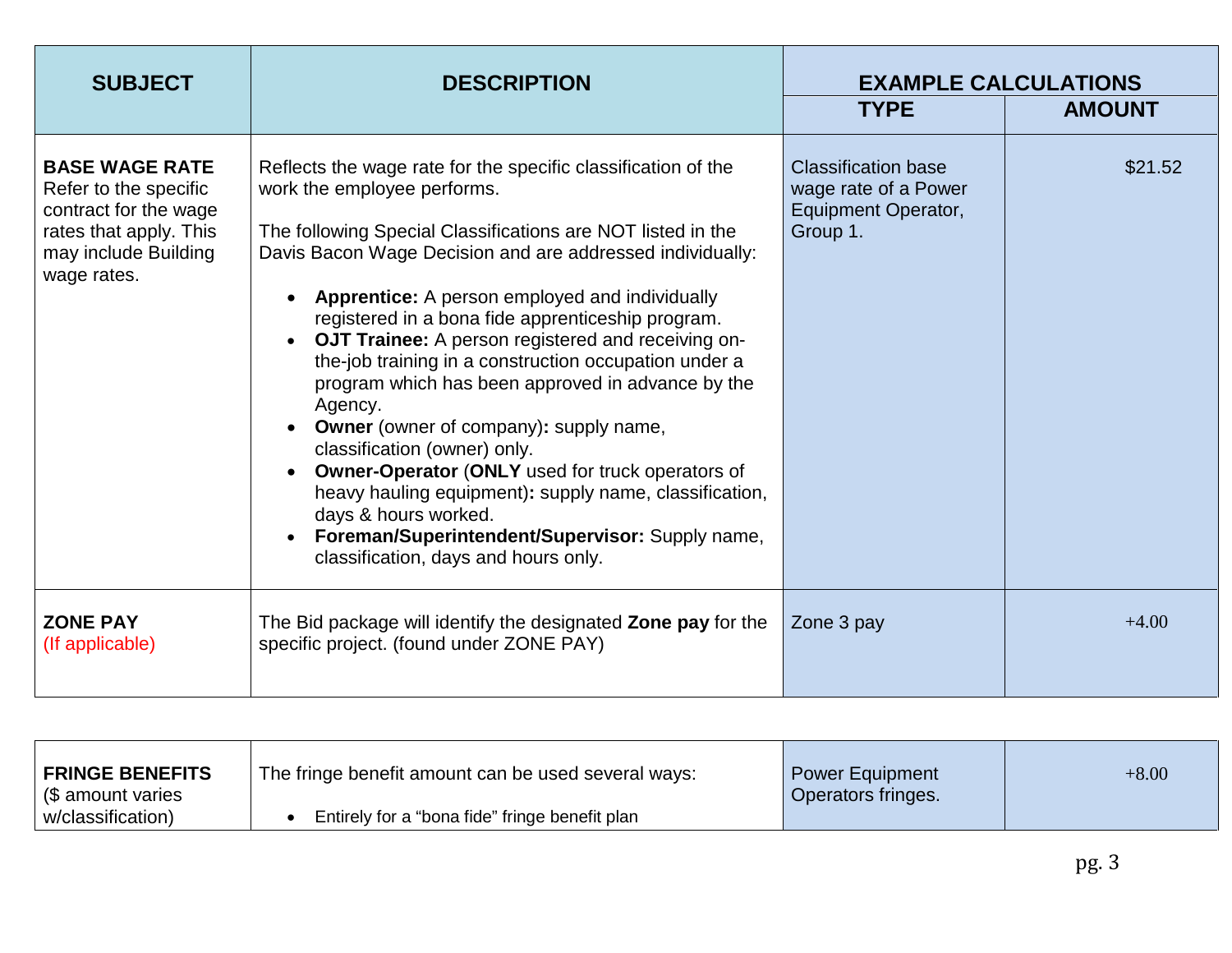| SUBJECT | DESCRIPTION | EXAMPLE CALCULATIONS | |
|---|---|---|---|
| | | **TYPE** | **AMOUNT** |
| **BASE WAGE RATE**<br>Refer to the specific contract for the wage rates that apply. This may include Building wage rates. | Reflects the wage rate for the specific classification of the work the employee performs.<br><br>The following Special Classifications are NOT listed in the Davis Bacon Wage Decision and are addressed individually:<br><br>• **Apprentice:** A person employed and individually registered in a bona fide apprenticeship program.<br>• **OJT Trainee:** A person registered and receiving on-the-job training in a construction occupation under a program which has been approved in advance by the Agency.<br>• **Owner** (owner of company)**:** supply name, classification (owner) only.<br>• **Owner-Operator** (**ONLY** used for truck operators of heavy hauling equipment)**:** supply name, classification, days & hours worked.<br>• **Foreman/Superintendent/Supervisor:** Supply name, classification, days and hours only. | Classification base wage rate of a Power Equipment Operator, Group 1. | $21.52 |
| **ZONE PAY**<br>(If applicable) | The Bid package will identify the designated **Zone pay** for the specific project. (found under ZONE PAY) | Zone 3 pay | +4.00 |
| **FRINGE BENEFITS**<br>($ amount varies w/classification) | The fringe benefit amount can be used several ways:<br><br>• Entirely for a “bona fide” fringe benefit plan | Power Equipment Operators fringes. | +8.00 |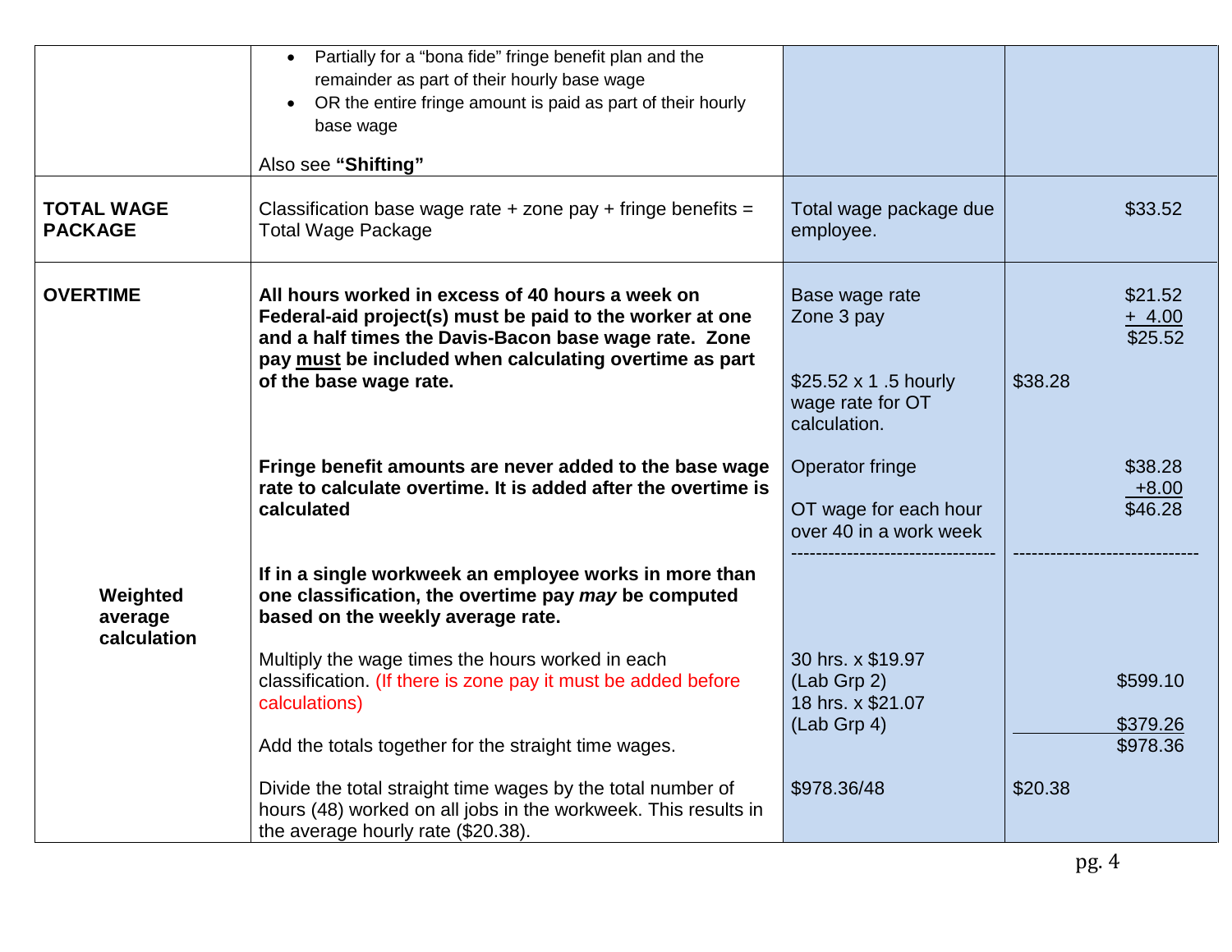| | | | |
|---|---|---|---|
| | • Partially for a "bona fide" fringe benefit plan and the remainder as part of their hourly base wage<br>• OR the entire fringe amount is paid as part of their hourly base wage<br><br>Also see **"Shifting"** | | |
| **TOTAL WAGE PACKAGE** | Classification base wage rate + zone pay + fringe benefits = Total Wage Package | Total wage package due employee. | $33.52 |
| **OVERTIME** | **All hours worked in excess of 40 hours a week on Federal-aid project(s) must be paid to the worker at one and a half times the Davis-Bacon base wage rate. Zone pay <u>must</u> be included when calculating overtime as part of the base wage rate.** | Base wage rate<br>Zone 3 pay<br><br>$25.52 x 1 .5 hourly wage rate for OT calculation. | $21.52<br>+ 4.00<br>$25.52<br><br>$38.28 |
| | **Fringe benefit amounts are never added to the base wage rate to calculate overtime. It is added after the overtime is calculated** | Operator fringe<br><br>OT wage for each hour over 40 in a work week | $38.28<br>+8.00<br>$46.28 |
| **Weighted average calculation** | **If in a single workweek an employee works in more than one classification, the overtime pay *may* be computed based on the weekly average rate.**<br><br>Multiply the wage times the hours worked in each classification. (If there is zone pay it must be added before calculations)<br><br>Add the totals together for the straight time wages. | 30 hrs. x $19.97 (Lab Grp 2)<br>18 hrs. x $21.07 (Lab Grp 4) | $599.10<br><br>$379.26<br>$978.36 |
| | Divide the total straight time wages by the total number of hours (48) worked on all jobs in the workweek. This results in the average hourly rate ($20.38). | $978.36/48 | $20.38 |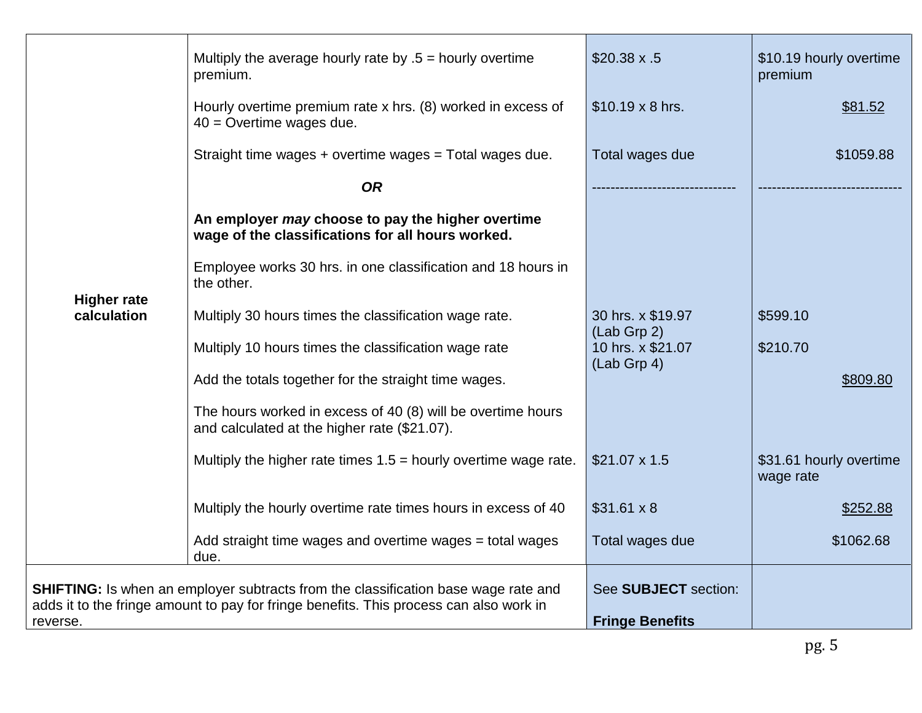| | | | |
|---|---|---|---|
| **Higher rate calculation** | Multiply the average hourly rate by .5 = hourly overtime premium. | $20.38 x .5 | $10.19 hourly overtime premium |
| | Hourly overtime premium rate x hrs. (8) worked in excess of 40 = Overtime wages due. | $10.19 x 8 hrs. | $81.52 |
| | Straight time wages + overtime wages = Total wages due. | Total wages due | $1059.88 |
| | ***OR*** | ------------------------------ | ------------------------------ |
| | **An employer *may* choose to pay the higher overtime wage of the classifications for all hours worked.** | | |
| | Employee works 30 hrs. in one classification and 18 hours in the other. | | |
| | Multiply 30 hours times the classification wage rate. | 30 hrs. x $19.97 (Lab Grp 2) | $599.10 |
| | Multiply 10 hours times the classification wage rate | 10 hrs. x $21.07 (Lab Grp 4) | $210.70 |
| | Add the totals together for the straight time wages. | | $809.80 |
| | The hours worked in excess of 40 (8) will be overtime hours and calculated at the higher rate ($21.07). | | |
| | Multiply the higher rate times 1.5 = hourly overtime wage rate. | $21.07 x 1.5 | $31.61 hourly overtime wage rate |
| | Multiply the hourly overtime rate times hours in excess of 40 | $31.61 x 8 | $252.88 |
| | Add straight time wages and overtime wages = total wages due. | Total wages due | $1062.68 |
| **SHIFTING:** Is when an employer subtracts from the classification base wage rate and adds it to the fringe amount to pay for fringe benefits. This process can also work in reverse. | | See **SUBJECT** section: **Fringe Benefits** | |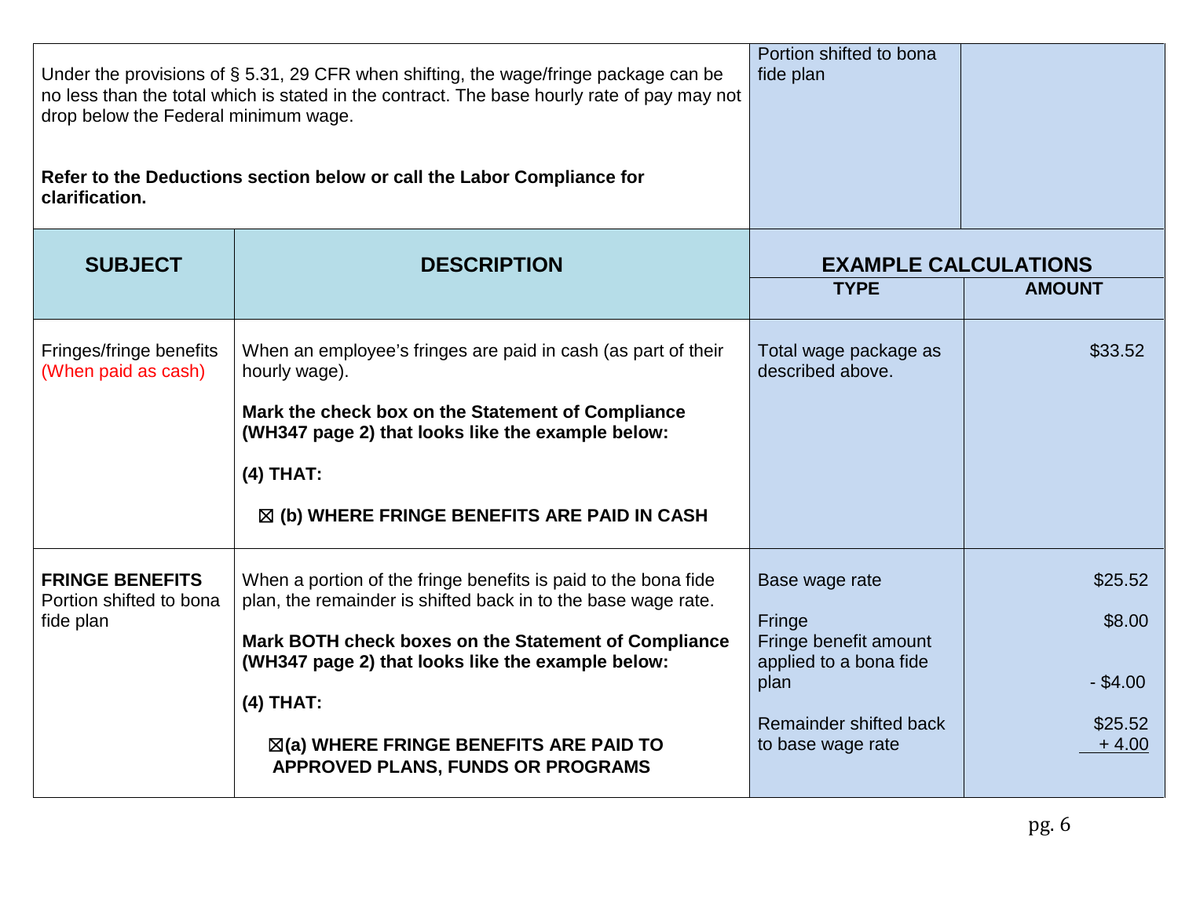| | | | |
|---|---|---|---|
| Under the provisions of § 5.31, 29 CFR when shifting, the wage/fringe package can be no less than the total which is stated in the contract. The base hourly rate of pay may not drop below the Federal minimum wage.<br><br>**Refer to the Deductions section below or call the Labor Compliance for clarification.** | | Portion shifted to bona fide plan | |

| SUBJECT | DESCRIPTION | EXAMPLE CALCULATIONS | |
|---|---|---|---|
| | | **TYPE** | **AMOUNT** |
| Fringes/fringe benefits (When paid as cash) | When an employee's fringes are paid in cash (as part of their hourly wage).<br><br>**Mark the check box on the Statement of Compliance (WH347 page 2) that looks like the example below:**<br><br>**(4) THAT:**<br><br>**☒ (b) WHERE FRINGE BENEFITS ARE PAID IN CASH** | Total wage package as described above. | $33.52 |
| **FRINGE BENEFITS** Portion shifted to bona fide plan | When a portion of the fringe benefits is paid to the bona fide plan, the remainder is shifted back in to the base wage rate.<br><br>**Mark BOTH check boxes on the Statement of Compliance (WH347 page 2) that looks like the example below:**<br><br>**(4) THAT:**<br><br>**☒(a) WHERE FRINGE BENEFITS ARE PAID TO APPROVED PLANS, FUNDS OR PROGRAMS** | Base wage rate<br><br>Fringe<br>Fringe benefit amount applied to a bona fide plan<br><br>Remainder shifted back to base wage rate | $25.52<br><br>$8.00<br><br>- $4.00<br><br>$25.52<br>+ 4.00 |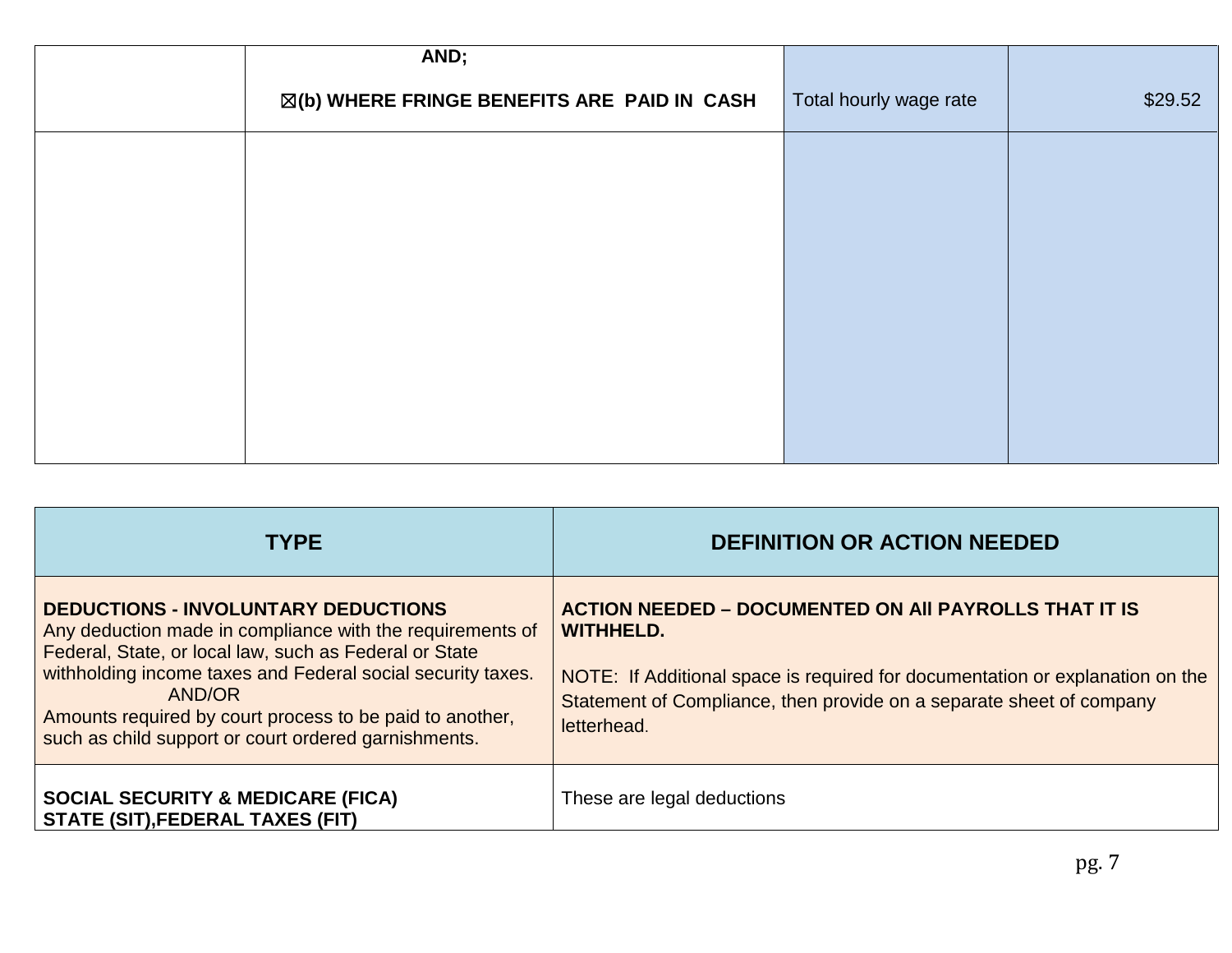|  | AND;<br><br>☒(b) WHERE FRINGE BENEFITS ARE PAID IN CASH | Total hourly wage rate | $29.52 |
|---|---|---|---|
|  |  |  |  |

| TYPE | DEFINITION OR ACTION NEEDED |
|---|---|
| **DEDUCTIONS - INVOLUNTARY DEDUCTIONS**<br>Any deduction made in compliance with the requirements of Federal, State, or local law, such as Federal or State withholding income taxes and Federal social security taxes.<br>AND/OR<br>Amounts required by court process to be paid to another, such as child support or court ordered garnishments. | **ACTION NEEDED – DOCUMENTED ON All PAYROLLS THAT IT IS WITHHELD.**<br><br>NOTE: If Additional space is required for documentation or explanation on the Statement of Compliance, then provide on a separate sheet of company letterhead. |
| **SOCIAL SECURITY & MEDICARE (FICA)**<br>**STATE (SIT),FEDERAL TAXES (FIT)** | These are legal deductions |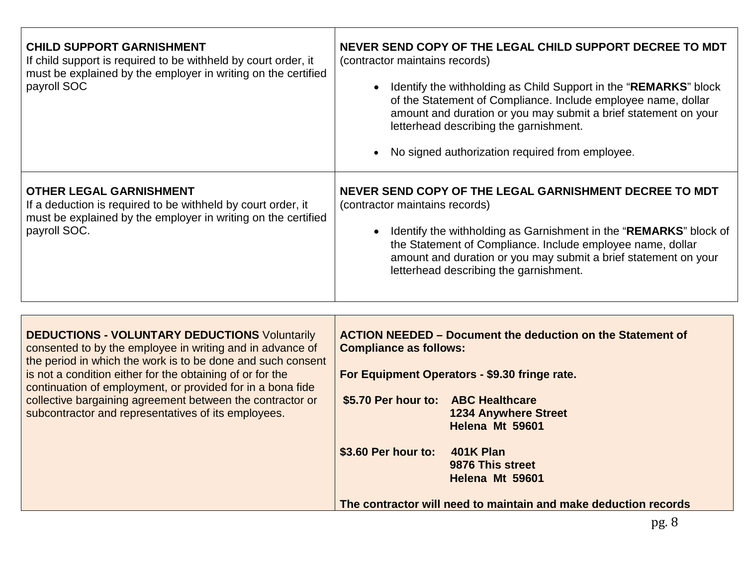| | |
|---|---|
| **CHILD SUPPORT GARNISHMENT**<br>If child support is required to be withheld by court order, it must be explained by the employer in writing on the certified payroll SOC | **NEVER SEND COPY OF THE LEGAL CHILD SUPPORT DECREE TO MDT**<br>(contractor maintains records)<br><br>• Identify the withholding as Child Support in the "**REMARKS**" block of the Statement of Compliance. Include employee name, dollar amount and duration or you may submit a brief statement on your letterhead describing the garnishment.<br><br>• No signed authorization required from employee. |
| **OTHER LEGAL GARNISHMENT**<br>If a deduction is required to be withheld by court order, it must be explained by the employer in writing on the certified payroll SOC. | **NEVER SEND COPY OF THE LEGAL GARNISHMENT DECREE TO MDT**<br>(contractor maintains records)<br><br>• Identify the withholding as Garnishment in the "**REMARKS**" block of the Statement of Compliance. Include employee name, dollar amount and duration or you may submit a brief statement on your letterhead describing the garnishment. |

| | |
|---|---|
| **DEDUCTIONS - VOLUNTARY DEDUCTIONS** Voluntarily consented to by the employee in writing and in advance of the period in which the work is to be done and such consent is not a condition either for the obtaining of or for the continuation of employment, or provided for in a bona fide collective bargaining agreement between the contractor or subcontractor and representatives of its employees. | **ACTION NEEDED – Document the deduction on the Statement of Compliance as follows:**<br><br>**For Equipment Operators - $9.30 fringe rate.**<br><br>**$5.70 Per hour to: ABC Healthcare**<br>**1234 Anywhere Street**<br>**Helena Mt 59601**<br><br>**$3.60 Per hour to: 401K Plan**<br>**9876 This street**<br>**Helena Mt 59601**<br><br>**The contractor will need to maintain and make deduction records** |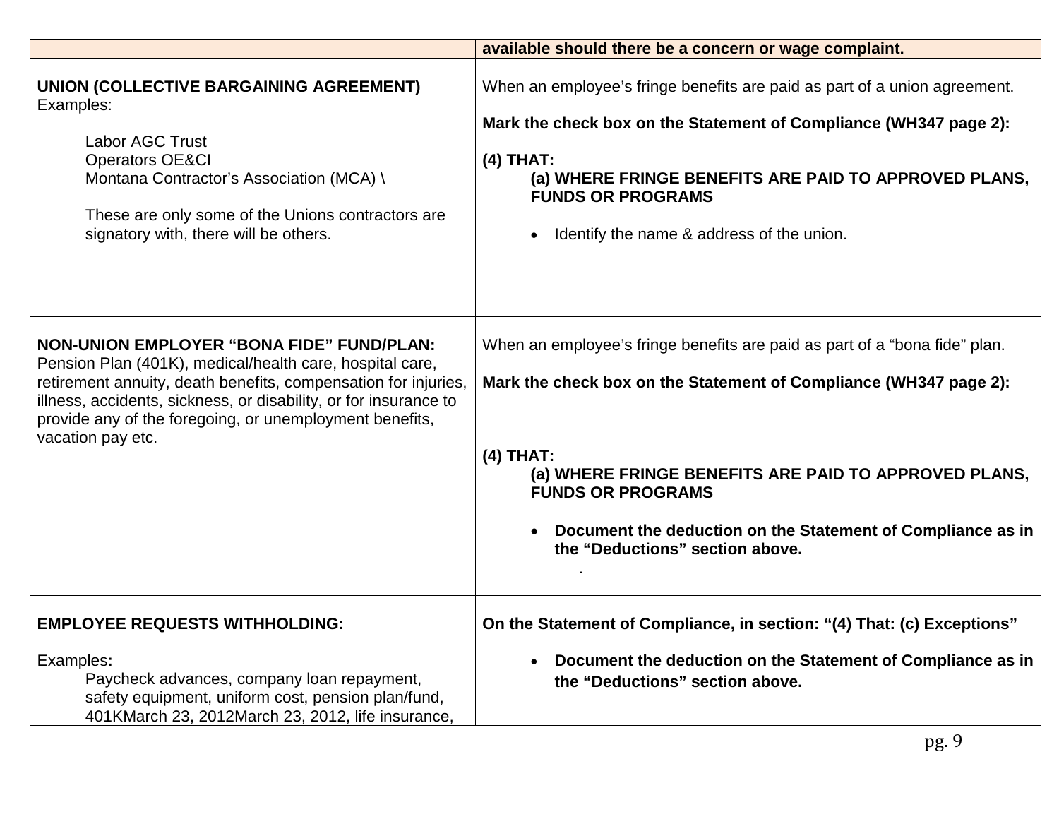| | available should there be a concern or wage complaint. |
|---|---|
| **UNION (COLLECTIVE BARGAINING AGREEMENT)**<br>Examples:<br><br>Labor AGC Trust<br>Operators OE&CI<br>Montana Contractor's Association (MCA) \ <br><br>These are only some of the Unions contractors are signatory with, there will be others. | When an employee's fringe benefits are paid as part of a union agreement.<br><br>**Mark the check box on the Statement of Compliance (WH347 page 2):**<br><br>**(4) THAT:**<br>**(a) WHERE FRINGE BENEFITS ARE PAID TO APPROVED PLANS, FUNDS OR PROGRAMS**<br><br>• Identify the name & address of the union. |
| **NON-UNION EMPLOYER "BONA FIDE" FUND/PLAN:**<br>Pension Plan (401K), medical/health care, hospital care, retirement annuity, death benefits, compensation for injuries, illness, accidents, sickness, or disability, or for insurance to provide any of the foregoing, or unemployment benefits, vacation pay etc. | When an employee's fringe benefits are paid as part of a "bona fide" plan.<br><br>**Mark the check box on the Statement of Compliance (WH347 page 2):**<br><br>**(4) THAT:**<br>**(a) WHERE FRINGE BENEFITS ARE PAID TO APPROVED PLANS, FUNDS OR PROGRAMS**<br><br>• **Document the deduction on the Statement of Compliance as in the "Deductions" section above.**<br>. |
| **EMPLOYEE REQUESTS WITHHOLDING:**<br><br>Examples**:**<br>Paycheck advances, company loan repayment, safety equipment, uniform cost, pension plan/fund, 401KMarch 23, 2012March 23, 2012, life insurance, | **On the Statement of Compliance, in section: "(4) That: (c) Exceptions"**<br><br>• **Document the deduction on the Statement of Compliance as in the "Deductions" section above.** |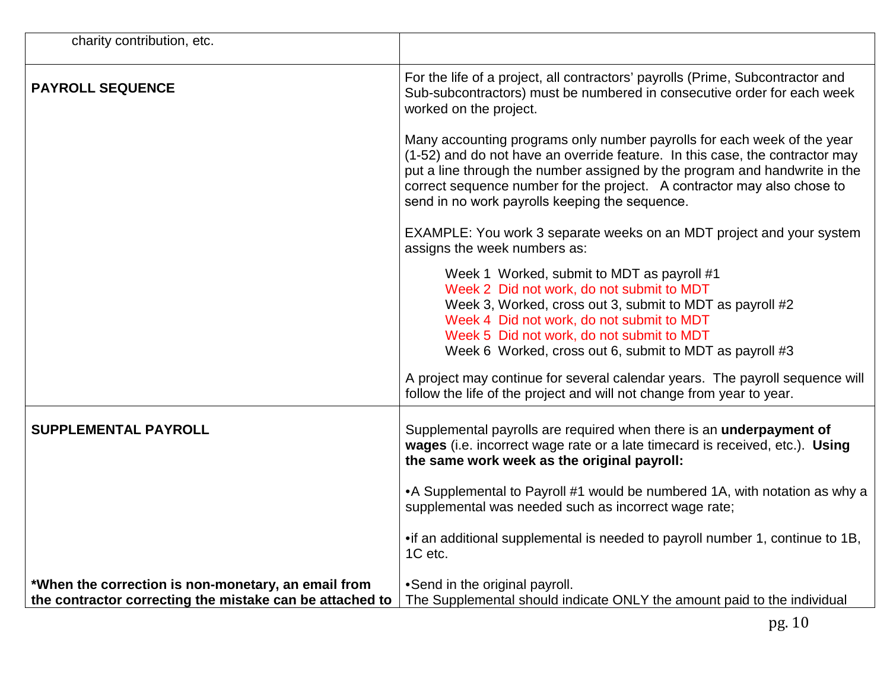| | |
|---|---|
| charity contribution, etc. | |
| **PAYROLL SEQUENCE** | For the life of a project, all contractors' payrolls (Prime, Subcontractor and Sub-subcontractors) must be numbered in consecutive order for each week worked on the project.<br><br>Many accounting programs only number payrolls for each week of the year (1-52) and do not have an override feature. In this case, the contractor may put a line through the number assigned by the program and handwrite in the correct sequence number for the project. A contractor may also chose to send in no work payrolls keeping the sequence.<br><br>EXAMPLE: You work 3 separate weeks on an MDT project and your system assigns the week numbers as:<br><br>Week 1 Worked, submit to MDT as payroll #1<br>Week 2 Did not work, do not submit to MDT<br>Week 3, Worked, cross out 3, submit to MDT as payroll #2<br>Week 4 Did not work, do not submit to MDT<br>Week 5 Did not work, do not submit to MDT<br>Week 6 Worked, cross out 6, submit to MDT as payroll #3<br><br>A project may continue for several calendar years. The payroll sequence will follow the life of the project and will not change from year to year. |
| **SUPPLEMENTAL PAYROLL**<br><br><br><br><br><br><br><br><br>***When the correction is non-monetary, an email from the contractor correcting the mistake can be attached to** | Supplemental payrolls are required when there is an **underpayment of wages** (i.e. incorrect wage rate or a late timecard is received, etc.). **Using the same work week as the original payroll:**<br><br>•A Supplemental to Payroll #1 would be numbered 1A, with notation as why a supplemental was needed such as incorrect wage rate;<br><br>•if an additional supplemental is needed to payroll number 1, continue to 1B, 1C etc.<br><br>•Send in the original payroll.<br>The Supplemental should indicate ONLY the amount paid to the individual |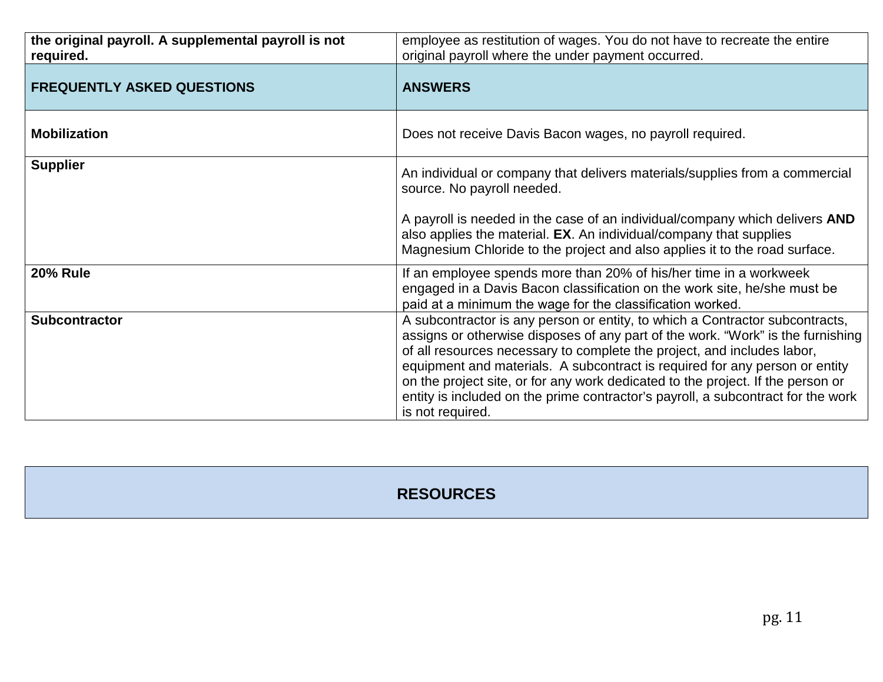| | |
|---|---|
| **the original payroll. A supplemental payroll is not required.** | employee as restitution of wages. You do not have to recreate the entire original payroll where the under payment occurred. |
| **FREQUENTLY ASKED QUESTIONS** | **ANSWERS** |
| **Mobilization** | Does not receive Davis Bacon wages, no payroll required. |
| **Supplier** | An individual or company that delivers materials/supplies from a commercial source. No payroll needed.<br><br>A payroll is needed in the case of an individual/company which delivers **AND** also applies the material. **EX**. An individual/company that supplies Magnesium Chloride to the project and also applies it to the road surface. |
| **20% Rule** | If an employee spends more than 20% of his/her time in a workweek engaged in a Davis Bacon classification on the work site, he/she must be paid at a minimum the wage for the classification worked. |
| **Subcontractor** | A subcontractor is any person or entity, to which a Contractor subcontracts, assigns or otherwise disposes of any part of the work. "Work" is the furnishing of all resources necessary to complete the project, and includes labor, equipment and materials. A subcontract is required for any person or entity on the project site, or for any work dedicated to the project. If the person or entity is included on the prime contractor's payroll, a subcontract for the work is not required. |

## RESOURCES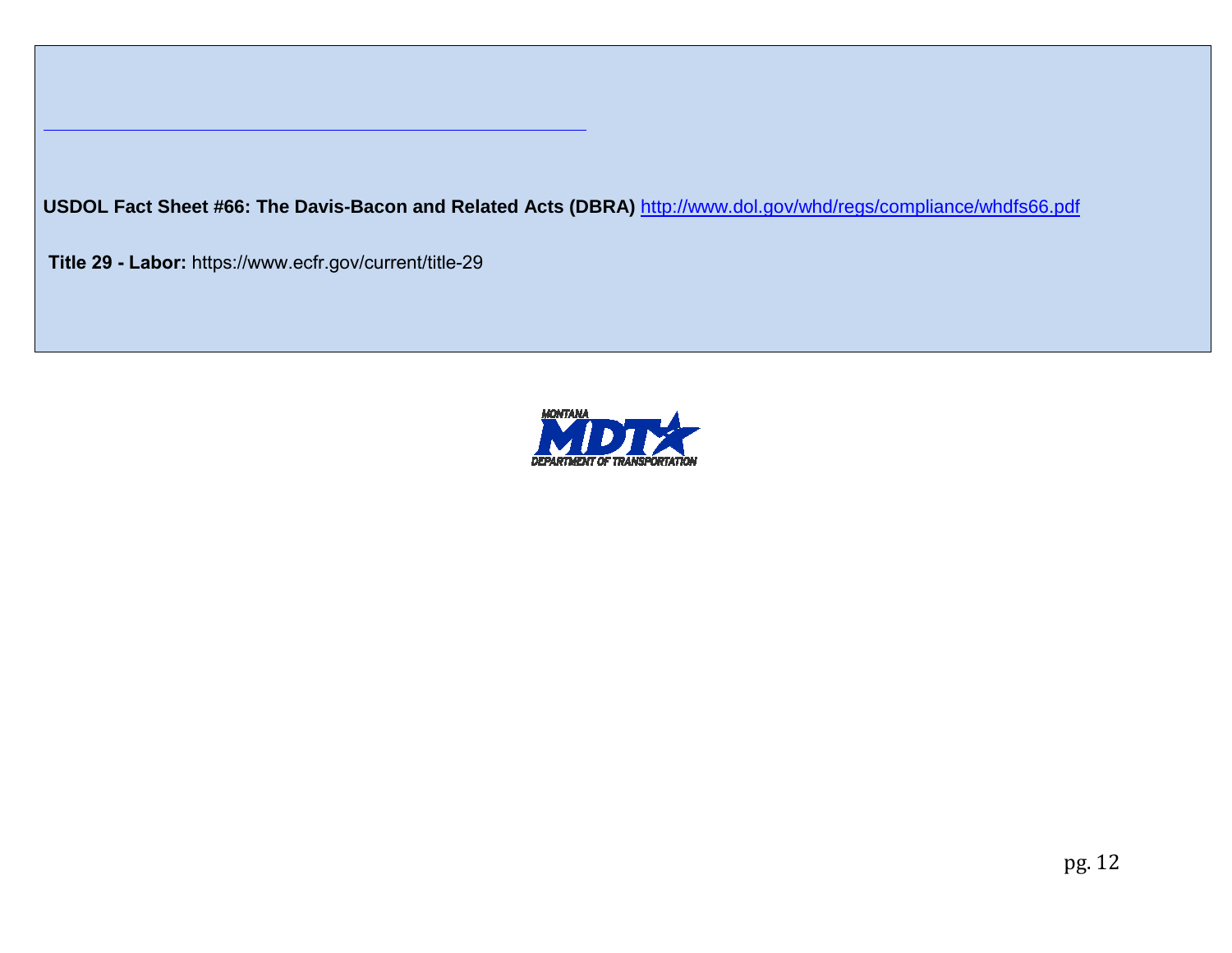**USDOL Fact Sheet #66: The Davis-Bacon and Related Acts (DBRA)** http://www.dol.gov/whd/regs/compliance/whdfs66.pdf

**Title 29 - Labor:** https://www.ecfr.gov/current/title-29